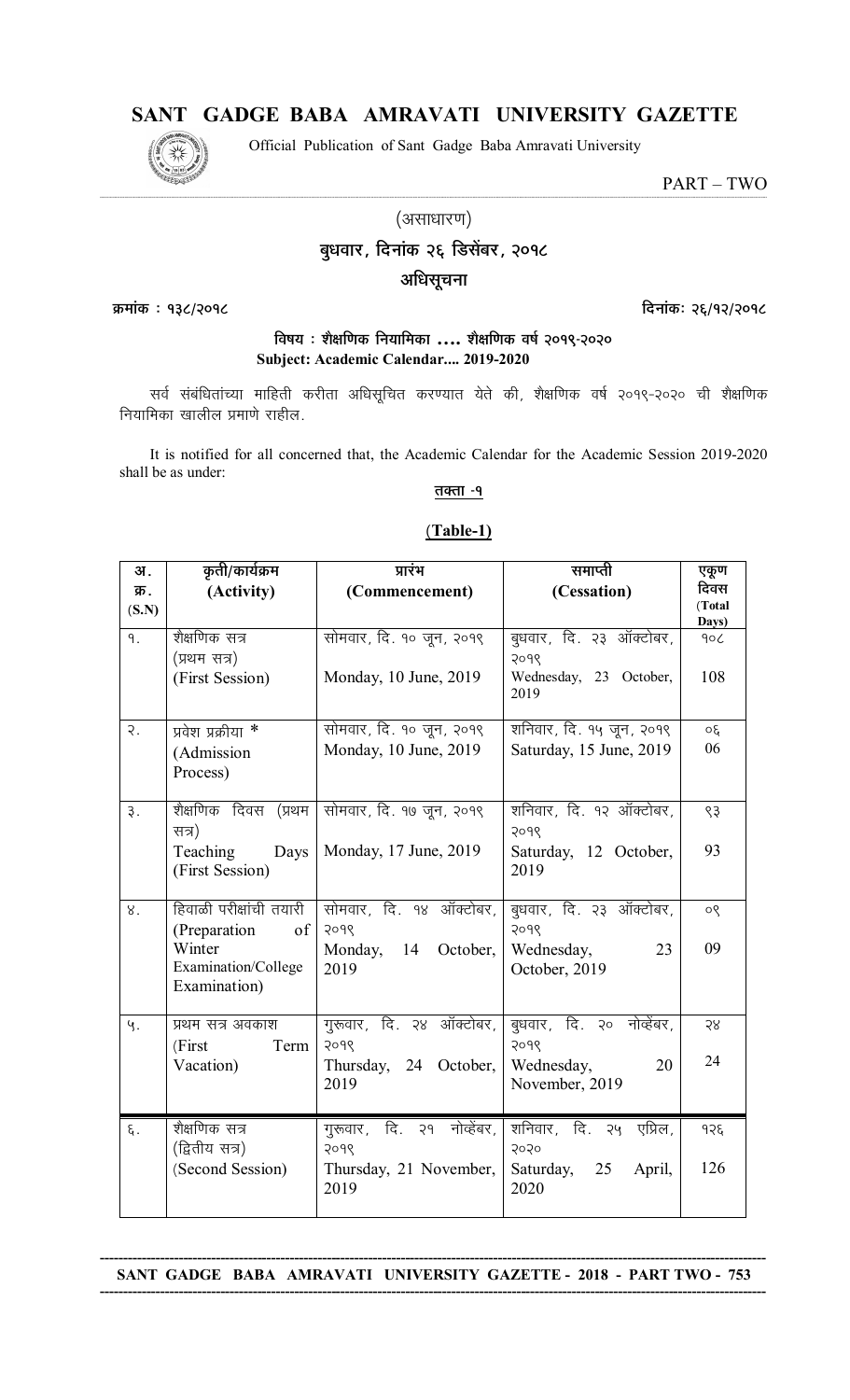# SANT GADGE BABA AMRAVATI UNIVERSITY GAZETTE

Official Publication of Sant Gadge Baba Amravati University

PART – TWO

(असाधारण)

**बुधवार, दिनांक २६ डिसेंबर, २०१८**

**अधिसूचना**

**क्रमांक : १३८/२०१८** **दिनांकः २६/१२/२०१८**

**विषय : शैक्षणिक नियामिका .... शैक्षणिक वर्ष २०१९-२०२०**
**Subject: Academic Calendar.... 2019-2020**

सर्व संबंधितांच्या माहिती करीता अधिसूचित करण्यात येते की, शैक्षणिक वर्ष २०१९-२०२० ची शैक्षणिक नियामिका खालील प्रमाणे राहील.

It is notified for all concerned that, the Academic Calendar for the Academic Session 2019-2020 shall be as under:

**तक्ता -१**

**(Table-1)**

| अ. क्र. (S.N) | कृती/कार्यक्रम (Activity) | प्रारंभ (Commencement) | समाप्ती (Cessation) | एकूण दिवस (Total Days) |
|---|---|---|---|---|
| १. | शैक्षणिक सत्र (प्रथम सत्र) (First Session) | सोमवार, दि. १० जून, २०१९ Monday, 10 June, 2019 | बुधवार, दि. २३ ऑक्टोबर, २०१९ Wednesday, 23 October, 2019 | १०८ 108 |
| २. | प्रवेश प्रक्रीया * (Admission Process) | सोमवार, दि. १० जून, २०१९ Monday, 10 June, 2019 | शनिवार, दि. १५ जून, २०१९ Saturday, 15 June, 2019 | ०६ 06 |
| ३. | शैक्षणिक दिवस (प्रथम सत्र) Teaching Days (First Session) | सोमवार, दि. १७ जून, २०१९ Monday, 17 June, 2019 | शनिवार, दि. १२ ऑक्टोबर, २०१९ Saturday, 12 October, 2019 | ९३ 93 |
| ४. | हिवाळी परीक्षांची तयारी (Preparation of Winter Examination/College Examination) | सोमवार, दि. १४ ऑक्टोबर, २०१९ Monday, 14 October, 2019 | बुधवार, दि. २३ ऑक्टोबर, २०१९ Wednesday, 23 October, 2019 | ०९ 09 |
| ५. | प्रथम सत्र अवकाश (First Term Vacation) | गुरूवार, दि. २४ ऑक्टोबर, २०१९ Thursday, 24 October, 2019 | बुधवार, दि. २० नोव्हेंबर, २०१९ Wednesday, 20 November, 2019 | २४ 24 |
| ६. | शैक्षणिक सत्र (द्वितीय सत्र) (Second Session) | गुरूवार, दि. २१ नोव्हेंबर, २०१९ Thursday, 21 November, 2019 | शनिवार, दि. २५ एप्रिल, २०२० Saturday, 25 April, 2020 | १२६ 126 |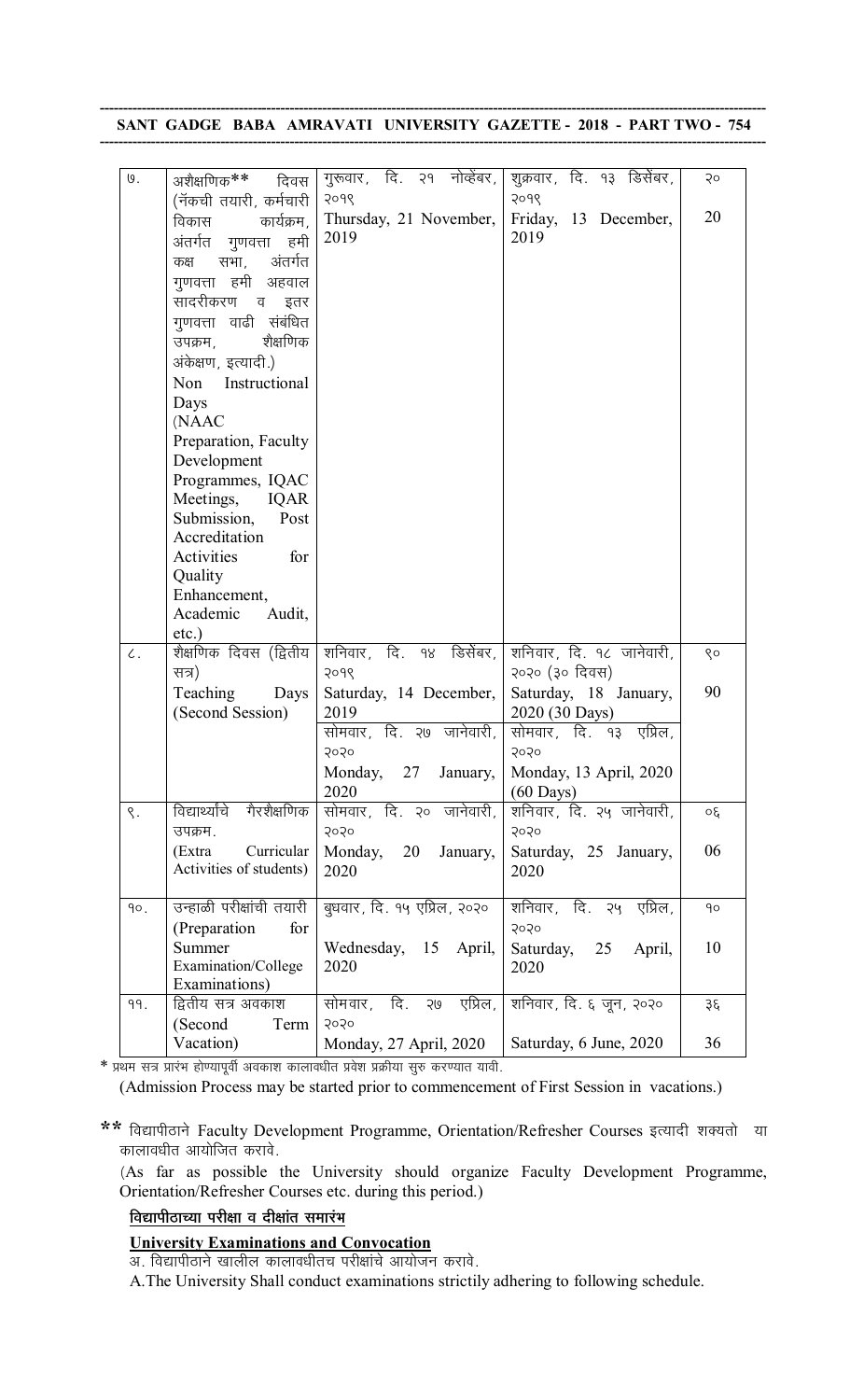| ७. | अशैक्षणिक** दिवस (नॅकची तयारी, कर्मचारी विकास कार्यक्रम, अंतर्गत गुणवत्ता हमी कक्ष सभा, अंतर्गत गुणवत्ता हमी अहवाल सादरीकरण व इतर गुणवत्ता वाढी संबंधित उपक्रम, शैक्षणिक अंकेक्षण, इत्यादी.) Non Instructional Days (NAAC Preparation, Faculty Development Programmes, IQAC Meetings, IQAR Submission, Post Accreditation Activities for Quality Enhancement, Academic Audit, etc.) | गुरूवार, दि. २१ नोव्हेंबर, २०१९ Thursday, 21 November, 2019 | शुक्रवार, दि. १३ डिसेंबर, २०१९ Friday, 13 December, 2019 | २० 20 |
|---|---|---|---|---|
| ८. | शैक्षणिक दिवस (द्वितीय सत्र) Teaching Days (Second Session) | शनिवार, दि. १४ डिसेंबर, २०१९ Saturday, 14 December, 2019 | शनिवार, दि. १८ जानेवारी, २०२० (३० दिवस) Saturday, 18 January, 2020 (30 Days) | ९० 90 |
| | | सोमवार, दि. २७ जानेवारी, २०२० Monday, 27 January, 2020 | सोमवार, दि. १३ एप्रिल, २०२० Monday, 13 April, 2020 (60 Days) | |
| ९. | विद्यार्थ्यांचे गैरशैक्षणिक उपक्रम. (Extra Curricular Activities of students) | सोमवार, दि. २० जानेवारी, २०२० Monday, 20 January, 2020 | शनिवार, दि. २५ जानेवारी, २०२० Saturday, 25 January, 2020 | ०६ 06 |
| १०. | उन्हाळी परीक्षांची तयारी (Preparation for Summer Examination/College Examinations) | बुधवार, दि. १५ एप्रिल, २०२० Wednesday, 15 April, 2020 | शनिवार, दि. २५ एप्रिल, २०२० Saturday, 25 April, 2020 | १० 10 |
| ११. | द्वितीय सत्र अवकाश (Second Term Vacation) | सोमवार, दि. २७ एप्रिल, २०२० Monday, 27 April, 2020 | शनिवार, दि. ६ जून, २०२० Saturday, 6 June, 2020 | ३६ 36 |

* प्रथम सत्र प्रारंभ होण्यापूर्वी अवकाश कालावधीत प्रवेश प्रक्रीया सुरु करण्यात यावी.
(Admission Process may be started prior to commencement of First Session in vacations.)

** विद्यापीठाने Faculty Development Programme, Orientation/Refresher Courses इत्यादी शक्यतो या कालावधीत आयोजित करावे.
(As far as possible the University should organize Faculty Development Programme, Orientation/Refresher Courses etc. during this period.)

**विद्यापीठाच्या परीक्षा व दीक्षांत समारंभ**

**University Examinations and Convocation**

अ. विद्यापीठाने खालील कालावधीतच परीक्षांचे आयोजन करावे.

A.The University Shall conduct examinations strictly adhering to following schedule.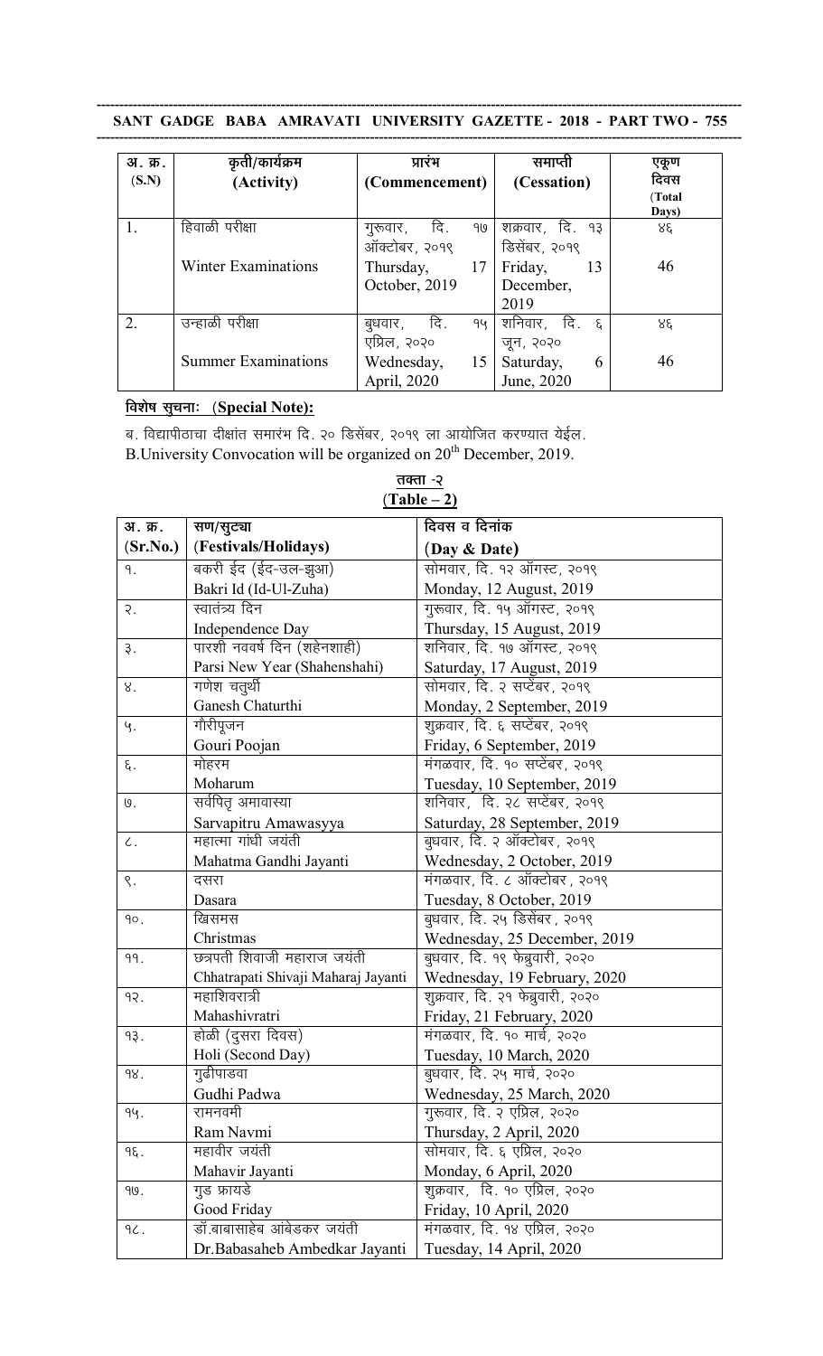| अ. क्र. (S.N) | कृती/कार्यक्रम (Activity) | प्रारंभ (Commencement) | समाप्ती (Cessation) | एकूण दिवस (Total Days) |
|---|---|---|---|---|
| 1. | हिवाळी परीक्षा | गुरूवार, दि. १७ ऑक्टोबर, २०१९ | शक्रवार, दि. १३ डिसेंबर, २०१९ | ४६ |
| | Winter Examinations | Thursday, 17 October, 2019 | Friday, 13 December, 2019 | 46 |
| 2. | उन्हाळी परीक्षा | बुधवार, दि. १५ एप्रिल, २०२० | शनिवार, दि. ६ जून, २०२० | ४६ |
| | Summer Examinations | Wednesday, 15 April, 2020 | Saturday, 6 June, 2020 | 46 |

**विशेष सुचनाः (Special Note):**

ब. विद्यापीठाचा दीक्षांत समारंभ दि. २० डिसेंबर, २०१९ ला आयोजित करण्यात येईल.
B.University Convocation will be organized on 20th December, 2019.

**तक्ता -२**
**(Table – 2)**

| अ. क्र. (Sr.No.) | सण/सुट्या (Festivals/Holidays) | दिवस व दिनांक (Day & Date) |
|---|---|---|
| १. | बकरी ईद (ईद-उल-झुआ) | सोमवार, दि. १२ ऑगस्ट, २०१९ |
| | Bakri Id (Id-Ul-Zuha) | Monday, 12 August, 2019 |
| २. | स्वातंत्र्य दिन | गुरूवार, दि. १५ ऑगस्ट, २०१९ |
| | Independence Day | Thursday, 15 August, 2019 |
| ३. | पारशी नववर्ष दिन (शहेनशाही) | शनिवार, दि. १७ ऑगस्ट, २०१९ |
| | Parsi New Year (Shahenshahi) | Saturday, 17 August, 2019 |
| ४. | गणेश चतुर्थी | सोमवार, दि. २ सप्टेंबर, २०१९ |
| | Ganesh Chaturthi | Monday, 2 September, 2019 |
| ५. | गौरीपूजन | शुक्रवार, दि. ६ सप्टेंबर, २०१९ |
| | Gouri Poojan | Friday, 6 September, 2019 |
| ६. | मोहरम | मंगळवार, दि. १० सप्टेंबर, २०१९ |
| | Moharum | Tuesday, 10 September, 2019 |
| ७. | सर्वपितृ अमावास्या | शनिवार, दि. २८ सप्टेंबर, २०१९ |
| | Sarvapitru Amawasyya | Saturday, 28 September, 2019 |
| ८. | महात्मा गांधी जयंती | बुधवार, दि. २ ऑक्टोबर, २०१९ |
| | Mahatma Gandhi Jayanti | Wednesday, 2 October, 2019 |
| ९. | दसरा | मंगळवार, दि. ८ ऑक्टोबर, २०१९ |
| | Dasara | Tuesday, 8 October, 2019 |
| १०. | ख्रिसमस | बुधवार, दि. २५ डिसेंबर, २०१९ |
| | Christmas | Wednesday, 25 December, 2019 |
| ११. | छत्रपती शिवाजी महाराज जयंती | बुधवार, दि. १९ फेब्रुवारी, २०२० |
| | Chhatrapati Shivaji Maharaj Jayanti | Wednesday, 19 February, 2020 |
| १२. | महाशिवरात्री | शुक्रवार, दि. २१ फेब्रुवारी, २०२० |
| | Mahashivratri | Friday, 21 February, 2020 |
| १३. | होळी (दुसरा दिवस) | मंगळवार, दि. १० मार्च, २०२० |
| | Holi (Second Day) | Tuesday, 10 March, 2020 |
| १४. | गुढीपाडवा | बुधवार, दि. २५ मार्च, २०२० |
| | Gudhi Padwa | Wednesday, 25 March, 2020 |
| १५. | रामनवमी | गुरूवार, दि. २ एप्रिल, २०२० |
| | Ram Navmi | Thursday, 2 April, 2020 |
| १६. | महावीर जयंती | सोमवार, दि. ६ एप्रिल, २०२० |
| | Mahavir Jayanti | Monday, 6 April, 2020 |
| १७. | गुड फ्रायडे | शुक्रवार, दि. १० एप्रिल, २०२० |
| | Good Friday | Friday, 10 April, 2020 |
| १८. | डॉ.बाबासाहेब आंबेडकर जयंती | मंगळवार, दि. १४ एप्रिल, २०२० |
| | Dr.Babasaheb Ambedkar Jayanti | Tuesday, 14 April, 2020 |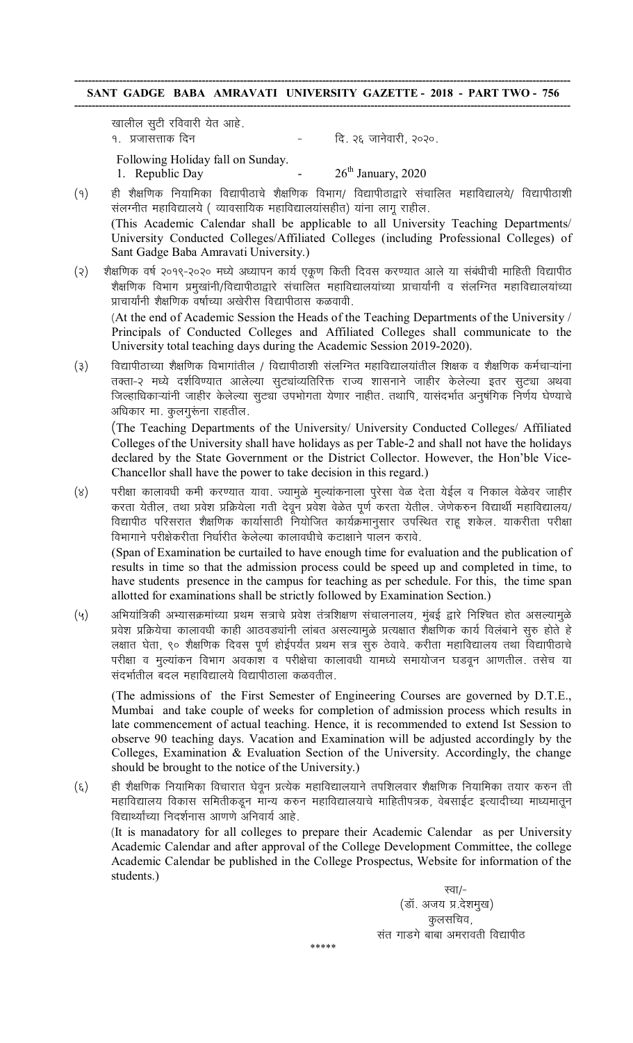खालील सुटी रविवारी येत आहे.

१. प्रजासत्ताक दिन - दि. २६ जानेवारी, २०२०.

Following Holiday fall on Sunday.

1. Republic Day - 26th January, 2020

(१) ही शैक्षणिक नियामिका विद्यापीठाचे शैक्षणिक विभाग/ विद्यापीठाद्वारे संचालित महाविद्यालये/ विद्यापीठाशी संलग्नीत महाविद्यालये ( व्यावसायिक महाविद्यालयांसहीत) यांना लागू राहील.

(This Academic Calendar shall be applicable to all University Teaching Departments/ University Conducted Colleges/Affiliated Colleges (including Professional Colleges) of Sant Gadge Baba Amravati University.)

(२) शैक्षणिक वर्ष २०१९-२०२० मध्ये अध्यापन कार्य एकूण किती दिवस करण्यात आले या संबंधीची माहिती विद्यापीठ शैक्षणिक विभाग प्रमुखांनी/विद्यापीठाद्वारे संचालित महाविद्यालयांच्या प्राचार्यांनी व संलग्नित महाविद्यालयांच्या प्राचार्यांनी शैक्षणिक वर्षाच्या अखेरीस विद्यापीठास कळवावी.

(At the end of Academic Session the Heads of the Teaching Departments of the University / Principals of Conducted Colleges and Affiliated Colleges shall communicate to the University total teaching days during the Academic Session 2019-2020).

(३) विद्यापीठाच्या शैक्षणिक विभागांतील / विद्यापीठाशी संलग्नित महाविद्यालयांतील शिक्षक व शैक्षणिक कर्मचाऱ्यांना तक्ता-२ मध्ये दर्शविण्यात आलेल्या सुट्यांव्यतिरिक्त राज्य शासनाने जाहीर केलेल्या इतर सुट्या अथवा जिल्हाधिकाऱ्यांनी जाहीर केलेल्या सुट्या उपभोगता येणार नाहीत. तथापि, यासंदर्भात अनुषंगिक निर्णय घेण्याचे अधिकार मा. कुलगुरूंना राहतील.

(The Teaching Departments of the University/ University Conducted Colleges/ Affiliated Colleges of the University shall have holidays as per Table-2 and shall not have the holidays declared by the State Government or the District Collector. However, the Hon'ble Vice-Chancellor shall have the power to take decision in this regard.)

(४) परीक्षा कालावधी कमी करण्यात यावा. ज्यामुळे मुल्यांकनाला पुरेसा वेळ देता येईल व निकाल वेळेवर जाहीर करता येतील, तथा प्रवेश प्रक्रियेला गती देवून प्रवेश वेळेत पूर्ण करता येतील. जेणेकरुन विद्यार्थी महाविद्यालय/ विद्यापीठ परिसरात शैक्षणिक कार्यासाठी नियोजित कार्यक्रमानुसार उपस्थित राहू शकेल. याकरीता परीक्षा विभागाने परीक्षेकरीता निर्धारीत केलेल्या कालावधीचे कटाक्षाने पालन करावे.

(Span of Examination be curtailed to have enough time for evaluation and the publication of results in time so that the admission process could be speed up and completed in time, to have students presence in the campus for teaching as per schedule. For this, the time span allotted for examinations shall be strictly followed by Examination Section.)

(५) अभियांत्रिकी अभ्यासक्रमांच्या प्रथम सत्राचे प्रवेश तंत्रशिक्षण संचालनालय, मुंबई द्वारे निश्चित होत असल्यामुळे प्रवेश प्रक्रियेचा कालावधी काही आठवड्यांनी लांबत असल्यामुळे प्रत्यक्षात शैक्षणिक कार्य विलंबाने सुरु होते हे लक्षात घेता, ९० शैक्षणिक दिवस पूर्ण होईपर्यंत प्रथम सत्र सुरु ठेवावे. करीता महाविद्यालय तथा विद्यापीठाचे परीक्षा व मुल्यांकन विभाग अवकाश व परीक्षेचा कालावधी यामध्ये समायोजन घडवून आणतील. तसेच या संदर्भातील बदल महाविद्यालये विद्यापीठाला कळवतील.

(The admissions of the First Semester of Engineering Courses are governed by D.T.E., Mumbai and take couple of weeks for completion of admission process which results in late commencement of actual teaching. Hence, it is recommended to extend Ist Session to observe 90 teaching days. Vacation and Examination will be adjusted accordingly by the Colleges, Examination & Evaluation Section of the University. Accordingly, the change should be brought to the notice of the University.)

(६) ही शैक्षणिक नियामिका विचारात घेवून प्रत्येक महाविद्यालयाने तपशिलवार शैक्षणिक नियामिका तयार करुन ती महाविद्यालय विकास समितीकडून मान्य करुन महाविद्यालयाचे माहितीपत्रक, वेबसाईट इत्यादीच्या माध्यमातून विद्यार्थ्यांच्या निदर्शनास आणणे अनिवार्य आहे.

(It is manadatory for all colleges to prepare their Academic Calendar as per University Academic Calendar and after approval of the College Development Committee, the college Academic Calendar be published in the College Prospectus, Website for information of the students.)

स्वा/-

(डॉ. अजय प्र.देशमुख)

कुलसचिव,

संत गाडगे बाबा अमरावती विद्यापीठ

*****